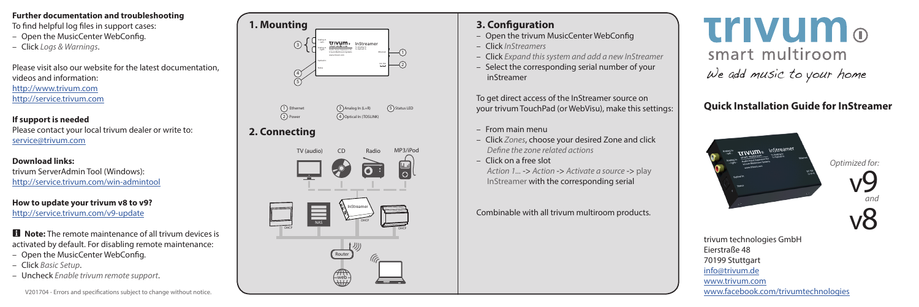# trivum smart multiroom

*We add music to your home*

## Quick Installation Guide for InStreamer

*Optimized for:* v9 *and* v8

trivum technologies GmbH
Eierstraße 48
70199 Stuttgart
info@trivum.de
www.trivum.com
www.facebook.com/trivumtechnologies

## 1. Mounting

1. Ethernet
2. Power
3. Analog In (L+R)
4. Optical In (TOSLINK)
5. Status LED

## 2. Connecting

TV (audio) | CD | Radio | MP3/iPod

InStreamer | NAS | DHCP | Router | web

## 3. Configuration

- Open the trivum MusicCenter WebConfig
- Click *InStreamers*
- Click *Expand this system and add a new InStreamer*
- Select the corresponding serial number of your inStreamer

To get direct access of the InStreamer source on your trivum TouchPad (or WebVisu), make this settings:

- From main menu
- Click *Zones*, choose your desired Zone and click *Define the zone related actions*
- Click on a free slot
  *Action 1...* -> *Action* -> *Activate a source* -> play InStreamer with the corresponding serial

Combinable with all trivum multiroom products.

### Further documentation and troubleshooting

To find helpful log files in support cases:

- Open the MusicCenter WebConfig.
- Click *Logs & Warnings*.

Please visit also our website for the latest documentation, videos and information:
http://www.trivum.com
http://service.trivum.com

### If support is needed

Please contact your local trivum dealer or write to:
service@trivum.com

### Download links:

trivum ServerAdmin Tool (Windows):
http://service.trivum.com/win-admintool

### How to update your trivum v8 to v9?

http://service.trivum.com/v9-update

**Note:** The remote maintenance of all trivum devices is activated by default. For disabling remote maintenance:

- Open the MusicCenter WebConfig.
- Click *Basic Setup*.
- Uncheck *Enable trivum remote support*.

V201704 - Errors and specifications subject to change without notice.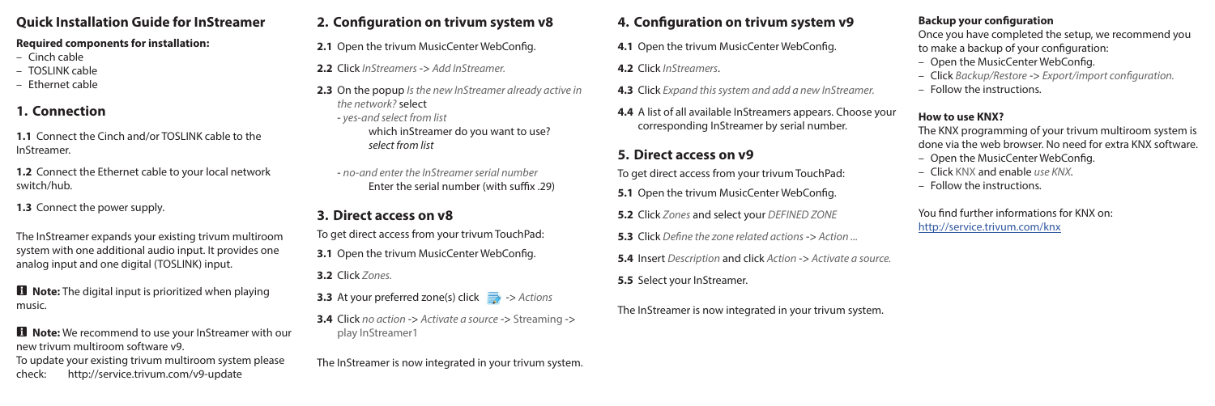## Quick Installation Guide for InStreamer

**Required components for installation:**

- Cinch cable
- TOSLINK cable
- Ethernet cable

## 1. Connection

**1.1** Connect the Cinch and/or TOSLINK cable to the InStreamer.

**1.2** Connect the Ethernet cable to your local network switch/hub.

**1.3** Connect the power supply.

The InStreamer expands your existing trivum multiroom system with one additional audio input. It provides one analog input and one digital (TOSLINK) input.

**Note:** The digital input is prioritized when playing music.

**Note:** We recommend to use your InStreamer with our new trivum multiroom software v9.
To update your existing trivum multiroom system please check: http://service.trivum.com/v9-update

## 2. Configuration on trivum system v8

**2.1** Open the trivum MusicCenter WebConfig.

**2.2** Click *InStreamers* -> *Add InStreamer.*

**2.3** On the popup *Is the new InStreamer already active in the network?* select

- *yes-and select from list*
  which inStreamer do you want to use? *select from list*
- *no-and enter the InStreamer serial number*
  Enter the serial number (with suffix .29)

## 3. Direct access on v8

To get direct access from your trivum TouchPad:

**3.1** Open the trivum MusicCenter WebConfig.

**3.2** Click *Zones.*

**3.3** At your preferred zone(s) click -> *Actions*

**3.4** Click *no action* -> *Activate a source* -> Streaming -> play InStreamer1

The InStreamer is now integrated in your trivum system.

## 4. Configuration on trivum system v9

**4.1** Open the trivum MusicCenter WebConfig.

**4.2** Click *InStreamers*.

**4.3** Click *Expand this system and add a new InStreamer.*

**4.4** A list of all available InStreamers appears. Choose your corresponding InStreamer by serial number.

## 5. Direct access on v9

To get direct access from your trivum TouchPad:

**5.1** Open the trivum MusicCenter WebConfig.

**5.2** Click *Zones* and select your *DEFINED ZONE*

**5.3** Click *Define the zone related actions* -> *Action ...*

**5.4** Insert *Description* and click *Action* -> *Activate a source.*

**5.5** Select your InStreamer.

The InStreamer is now integrated in your trivum system.

#### Backup your configuration

Once you have completed the setup, we recommend you to make a backup of your configuration:

- Open the MusicCenter WebConfig.
- Click *Backup/Restore* -> *Export/import configuration.*
- Follow the instructions.

#### How to use KNX?

The KNX programming of your trivum multiroom system is done via the web browser. No need for extra KNX software.

- Open the MusicCenter WebConfig.
- Click KNX and enable *use KNX*.
- Follow the instructions.

You find further informations for KNX on: http://service.trivum.com/knx